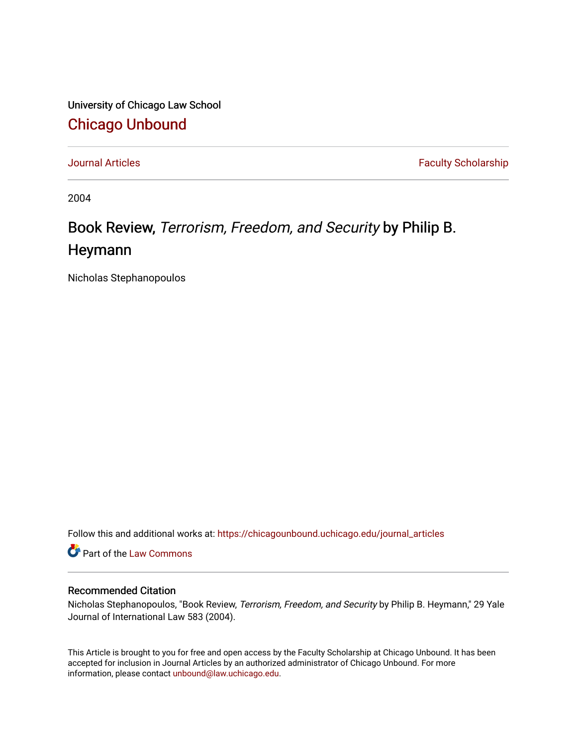University of Chicago Law School

# Chicago Unbound

Journal Articles | Faculty Scholarship

2004

# Book Review, *Terrorism, Freedom, and Security* by Philip B. Heymann

Nicholas Stephanopoulos

Follow this and additional works at: https://chicagounbound.uchicago.edu/journal_articles

Part of the Law Commons

## Recommended Citation

Nicholas Stephanopoulos, "Book Review, *Terrorism, Freedom, and Security* by Philip B. Heymann," 29 Yale Journal of International Law 583 (2004).

This Article is brought to you for free and open access by the Faculty Scholarship at Chicago Unbound. It has been accepted for inclusion in Journal Articles by an authorized administrator of Chicago Unbound. For more information, please contact unbound@law.uchicago.edu.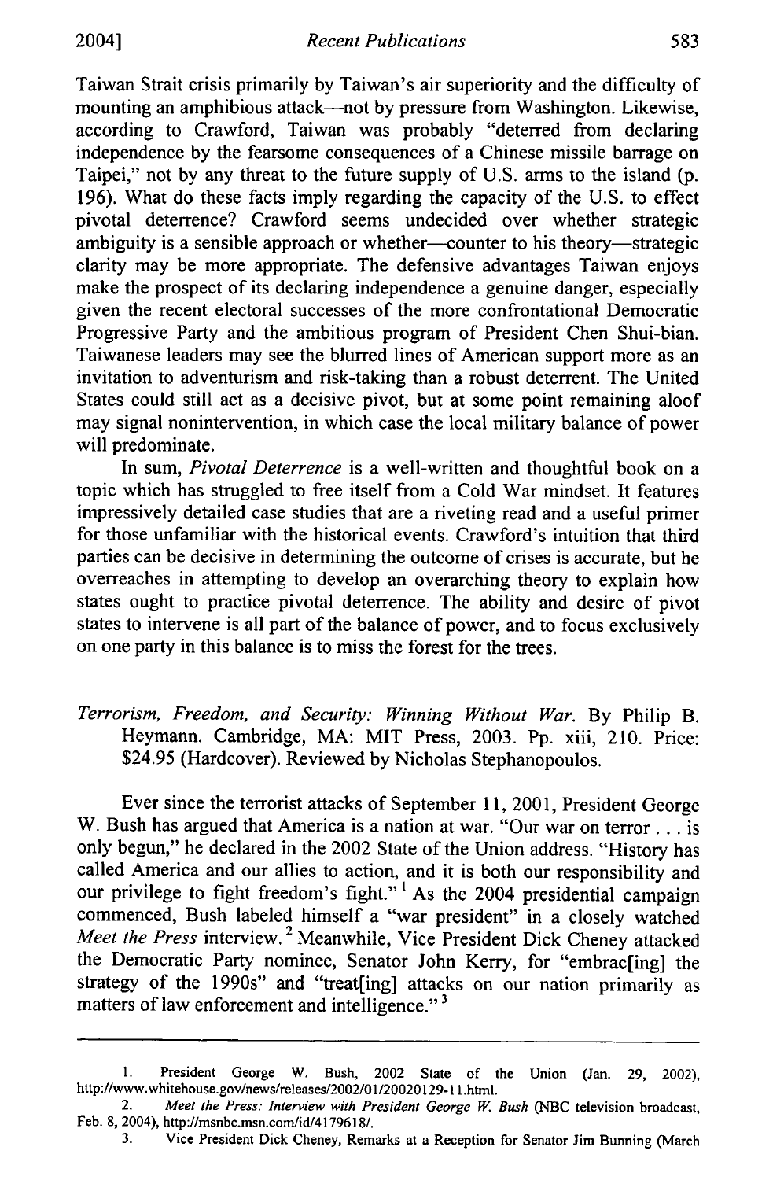Taiwan Strait crisis primarily by Taiwan's air superiority and the difficulty of mounting an amphibious attack—not by pressure from Washington. Likewise, according to Crawford, Taiwan was probably "deterred from declaring independence by the fearsome consequences of a Chinese missile barrage on Taipei," not by any threat to the future supply of U.S. arms to the island (p. 196). What do these facts imply regarding the capacity of the U.S. to effect pivotal deterrence? Crawford seems undecided over whether strategic ambiguity is a sensible approach or whether—counter to his theory—strategic clarity may be more appropriate. The defensive advantages Taiwan enjoys make the prospect of its declaring independence a genuine danger, especially given the recent electoral successes of the more confrontational Democratic Progressive Party and the ambitious program of President Chen Shui-bian. Taiwanese leaders may see the blurred lines of American support more as an invitation to adventurism and risk-taking than a robust deterrent. The United States could still act as a decisive pivot, but at some point remaining aloof may signal nonintervention, in which case the local military balance of power will predominate.

In sum, *Pivotal Deterrence* is a well-written and thoughtful book on a topic which has struggled to free itself from a Cold War mindset. It features impressively detailed case studies that are a riveting read and a useful primer for those unfamiliar with the historical events. Crawford's intuition that third parties can be decisive in determining the outcome of crises is accurate, but he overreaches in attempting to develop an overarching theory to explain how states ought to practice pivotal deterrence. The ability and desire of pivot states to intervene is all part of the balance of power, and to focus exclusively on one party in this balance is to miss the forest for the trees.

*Terrorism, Freedom, and Security: Winning Without War*. By Philip B. Heymann. Cambridge, MA: MIT Press, 2003. Pp. xiii, 210. Price: $24.95 (Hardcover). Reviewed by Nicholas Stephanopoulos.

Ever since the terrorist attacks of September 11, 2001, President George W. Bush has argued that America is a nation at war. "Our war on terror . . . is only begun," he declared in the 2002 State of the Union address. "History has called America and our allies to action, and it is both our responsibility and our privilege to fight freedom's fight."[1] As the 2004 presidential campaign commenced, Bush labeled himself a "war president" in a closely watched *Meet the Press* interview.[2] Meanwhile, Vice President Dick Cheney attacked the Democratic Party nominee, Senator John Kerry, for "embrac[ing] the strategy of the 1990s" and "treat[ing] attacks on our nation primarily as matters of law enforcement and intelligence."[3]

---

1. President George W. Bush, 2002 State of the Union (Jan. 29, 2002), http://www.whitehouse.gov/news/releases/2002/01/20020129-11.html.

2. *Meet the Press: Interview with President George W. Bush* (NBC television broadcast, Feb. 8, 2004), http://msnbc.msn.com/id/4179618/.

3. Vice President Dick Cheney, Remarks at a Reception for Senator Jim Bunning (March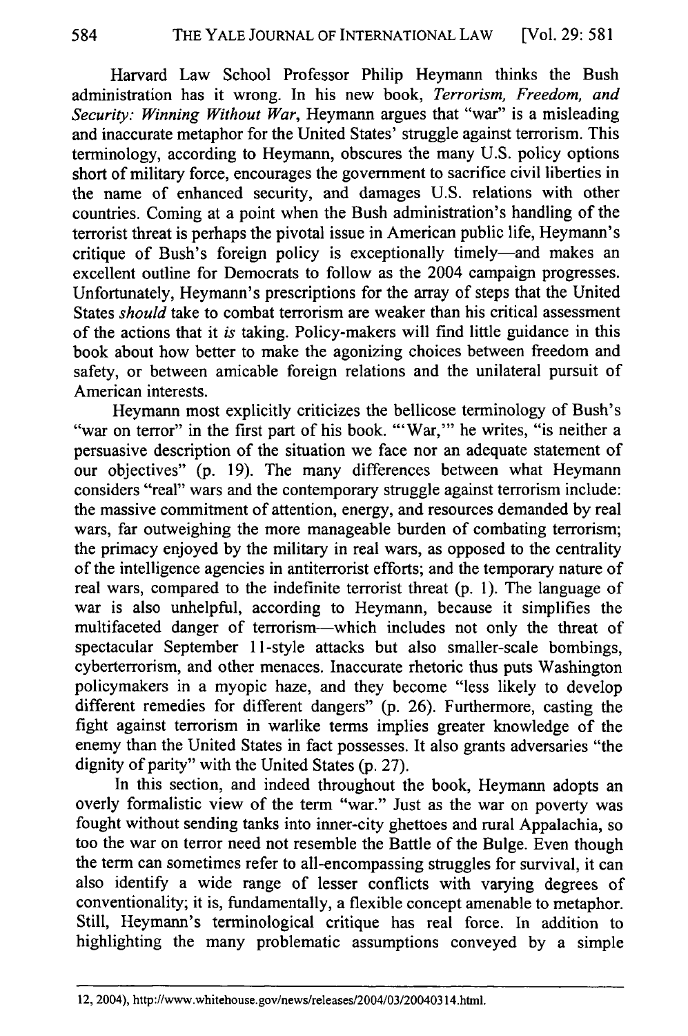Harvard Law School Professor Philip Heymann thinks the Bush administration has it wrong. In his new book, *Terrorism, Freedom, and Security: Winning Without War*, Heymann argues that "war" is a misleading and inaccurate metaphor for the United States' struggle against terrorism. This terminology, according to Heymann, obscures the many U.S. policy options short of military force, encourages the government to sacrifice civil liberties in the name of enhanced security, and damages U.S. relations with other countries. Coming at a point when the Bush administration's handling of the terrorist threat is perhaps the pivotal issue in American public life, Heymann's critique of Bush's foreign policy is exceptionally timely—and makes an excellent outline for Democrats to follow as the 2004 campaign progresses. Unfortunately, Heymann's prescriptions for the array of steps that the United States *should* take to combat terrorism are weaker than his critical assessment of the actions that it *is* taking. Policy-makers will find little guidance in this book about how better to make the agonizing choices between freedom and safety, or between amicable foreign relations and the unilateral pursuit of American interests.

Heymann most explicitly criticizes the bellicose terminology of Bush's "war on terror" in the first part of his book. "'War,'" he writes, "is neither a persuasive description of the situation we face nor an adequate statement of our objectives" (p. 19). The many differences between what Heymann considers "real" wars and the contemporary struggle against terrorism include: the massive commitment of attention, energy, and resources demanded by real wars, far outweighing the more manageable burden of combating terrorism; the primacy enjoyed by the military in real wars, as opposed to the centrality of the intelligence agencies in antiterrorist efforts; and the temporary nature of real wars, compared to the indefinite terrorist threat (p. 1). The language of war is also unhelpful, according to Heymann, because it simplifies the multifaceted danger of terrorism—which includes not only the threat of spectacular September 11-style attacks but also smaller-scale bombings, cyberterrorism, and other menaces. Inaccurate rhetoric thus puts Washington policymakers in a myopic haze, and they become "less likely to develop different remedies for different dangers" (p. 26). Furthermore, casting the fight against terrorism in warlike terms implies greater knowledge of the enemy than the United States in fact possesses. It also grants adversaries "the dignity of parity" with the United States (p. 27).

In this section, and indeed throughout the book, Heymann adopts an overly formalistic view of the term "war." Just as the war on poverty was fought without sending tanks into inner-city ghettoes and rural Appalachia, so too the war on terror need not resemble the Battle of the Bulge. Even though the term can sometimes refer to all-encompassing struggles for survival, it can also identify a wide range of lesser conflicts with varying degrees of conventionality; it is, fundamentally, a flexible concept amenable to metaphor. Still, Heymann's terminological critique has real force. In addition to highlighting the many problematic assumptions conveyed by a simple

---

12, 2004), http://www.whitehouse.gov/news/releases/2004/03/20040314.html.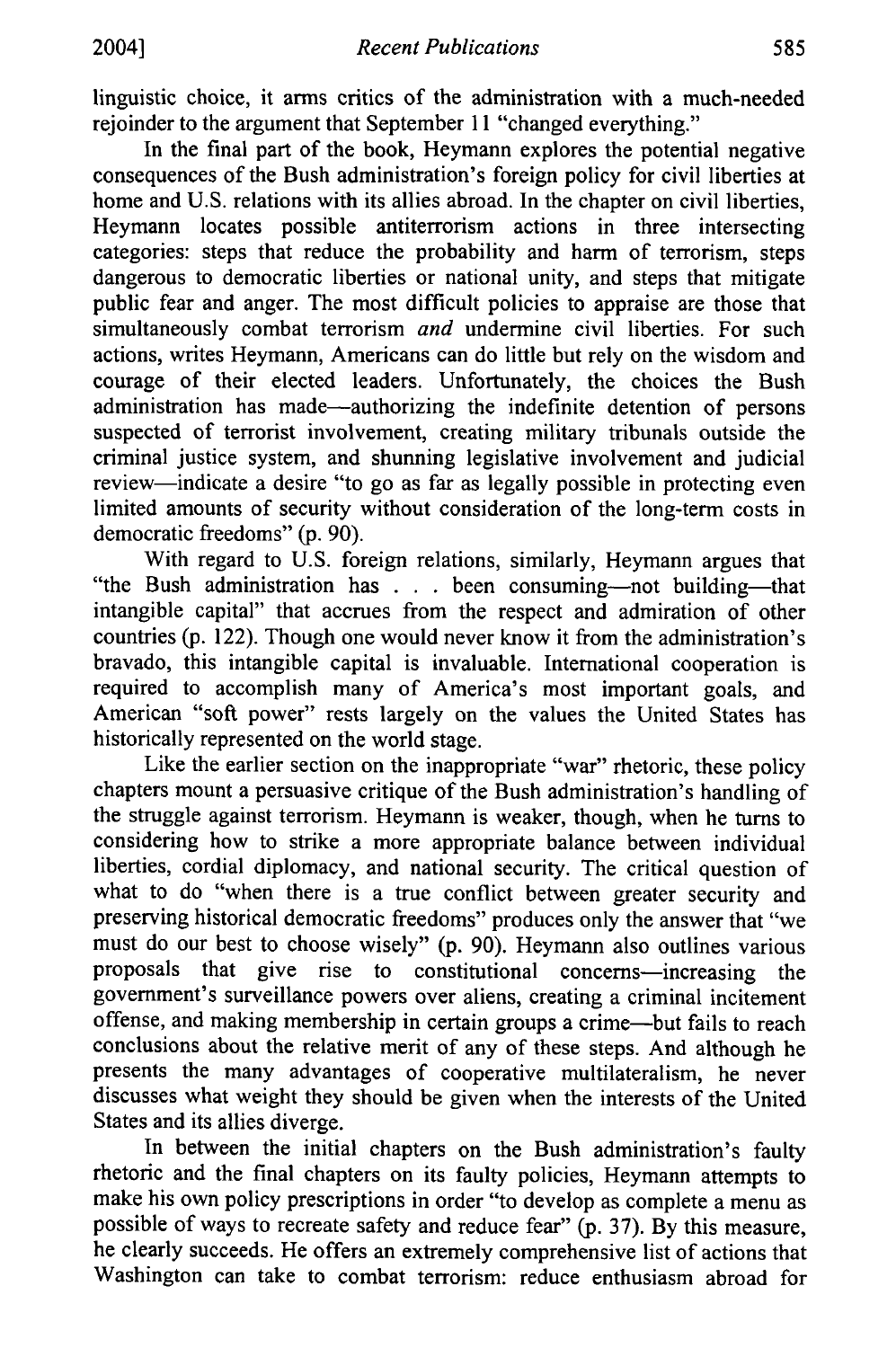linguistic choice, it arms critics of the administration with a much-needed rejoinder to the argument that September 11 "changed everything."

In the final part of the book, Heymann explores the potential negative consequences of the Bush administration's foreign policy for civil liberties at home and U.S. relations with its allies abroad. In the chapter on civil liberties, Heymann locates possible antiterrorism actions in three intersecting categories: steps that reduce the probability and harm of terrorism, steps dangerous to democratic liberties or national unity, and steps that mitigate public fear and anger. The most difficult policies to appraise are those that simultaneously combat terrorism *and* undermine civil liberties. For such actions, writes Heymann, Americans can do little but rely on the wisdom and courage of their elected leaders. Unfortunately, the choices the Bush administration has made—authorizing the indefinite detention of persons suspected of terrorist involvement, creating military tribunals outside the criminal justice system, and shunning legislative involvement and judicial review—indicate a desire "to go as far as legally possible in protecting even limited amounts of security without consideration of the long-term costs in democratic freedoms" (p. 90).

With regard to U.S. foreign relations, similarly, Heymann argues that "the Bush administration has . . . been consuming—not building—that intangible capital" that accrues from the respect and admiration of other countries (p. 122). Though one would never know it from the administration's bravado, this intangible capital is invaluable. International cooperation is required to accomplish many of America's most important goals, and American "soft power" rests largely on the values the United States has historically represented on the world stage.

Like the earlier section on the inappropriate "war" rhetoric, these policy chapters mount a persuasive critique of the Bush administration's handling of the struggle against terrorism. Heymann is weaker, though, when he turns to considering how to strike a more appropriate balance between individual liberties, cordial diplomacy, and national security. The critical question of what to do "when there is a true conflict between greater security and preserving historical democratic freedoms" produces only the answer that "we must do our best to choose wisely" (p. 90). Heymann also outlines various proposals that give rise to constitutional concerns—increasing the government's surveillance powers over aliens, creating a criminal incitement offense, and making membership in certain groups a crime—but fails to reach conclusions about the relative merit of any of these steps. And although he presents the many advantages of cooperative multilateralism, he never discusses what weight they should be given when the interests of the United States and its allies diverge.

In between the initial chapters on the Bush administration's faulty rhetoric and the final chapters on its faulty policies, Heymann attempts to make his own policy prescriptions in order "to develop as complete a menu as possible of ways to recreate safety and reduce fear" (p. 37). By this measure, he clearly succeeds. He offers an extremely comprehensive list of actions that Washington can take to combat terrorism: reduce enthusiasm abroad for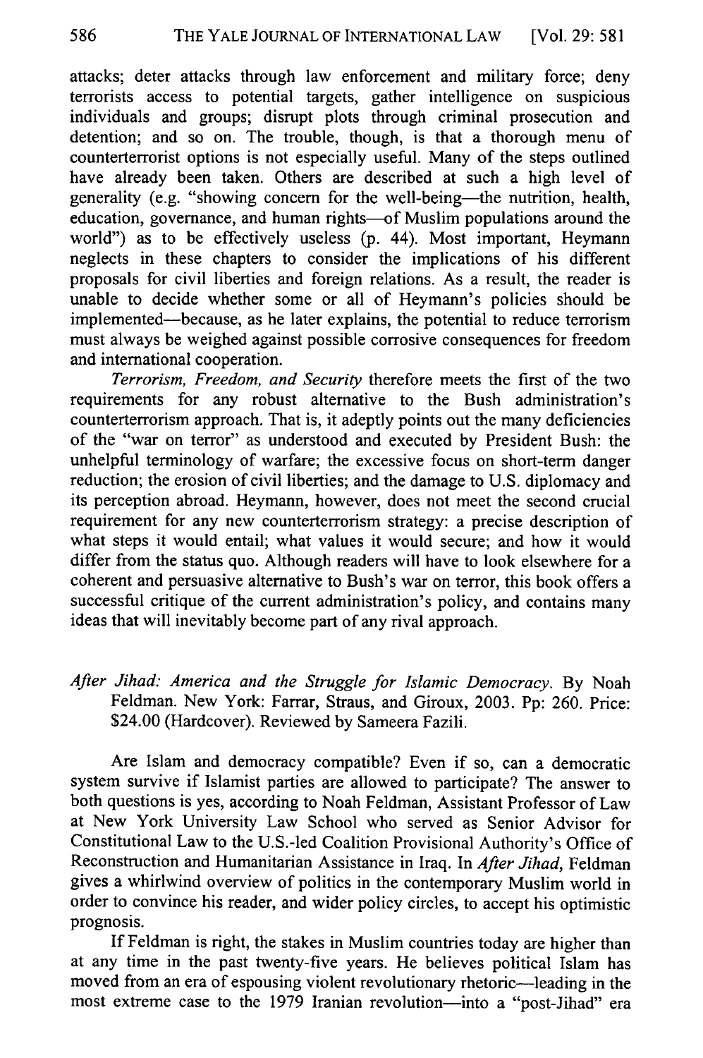attacks; deter attacks through law enforcement and military force; deny terrorists access to potential targets, gather intelligence on suspicious individuals and groups; disrupt plots through criminal prosecution and detention; and so on. The trouble, though, is that a thorough menu of counterterrorist options is not especially useful. Many of the steps outlined have already been taken. Others are described at such a high level of generality (e.g. "showing concern for the well-being—the nutrition, health, education, governance, and human rights—of Muslim populations around the world") as to be effectively useless (p. 44). Most important, Heymann neglects in these chapters to consider the implications of his different proposals for civil liberties and foreign relations. As a result, the reader is unable to decide whether some or all of Heymann's policies should be implemented—because, as he later explains, the potential to reduce terrorism must always be weighed against possible corrosive consequences for freedom and international cooperation.

*Terrorism, Freedom, and Security* therefore meets the first of the two requirements for any robust alternative to the Bush administration's counterterrorism approach. That is, it adeptly points out the many deficiencies of the "war on terror" as understood and executed by President Bush: the unhelpful terminology of warfare; the excessive focus on short-term danger reduction; the erosion of civil liberties; and the damage to U.S. diplomacy and its perception abroad. Heymann, however, does not meet the second crucial requirement for any new counterterrorism strategy: a precise description of what steps it would entail; what values it would secure; and how it would differ from the status quo. Although readers will have to look elsewhere for a coherent and persuasive alternative to Bush's war on terror, this book offers a successful critique of the current administration's policy, and contains many ideas that will inevitably become part of any rival approach.

*After Jihad: America and the Struggle for Islamic Democracy*. By Noah Feldman. New York: Farrar, Straus, and Giroux, 2003. Pp: 260. Price: $24.00 (Hardcover). Reviewed by Sameera Fazili.

Are Islam and democracy compatible? Even if so, can a democratic system survive if Islamist parties are allowed to participate? The answer to both questions is yes, according to Noah Feldman, Assistant Professor of Law at New York University Law School who served as Senior Advisor for Constitutional Law to the U.S.-led Coalition Provisional Authority's Office of Reconstruction and Humanitarian Assistance in Iraq. In *After Jihad*, Feldman gives a whirlwind overview of politics in the contemporary Muslim world in order to convince his reader, and wider policy circles, to accept his optimistic prognosis.

If Feldman is right, the stakes in Muslim countries today are higher than at any time in the past twenty-five years. He believes political Islam has moved from an era of espousing violent revolutionary rhetoric—leading in the most extreme case to the 1979 Iranian revolution—into a "post-Jihad" era